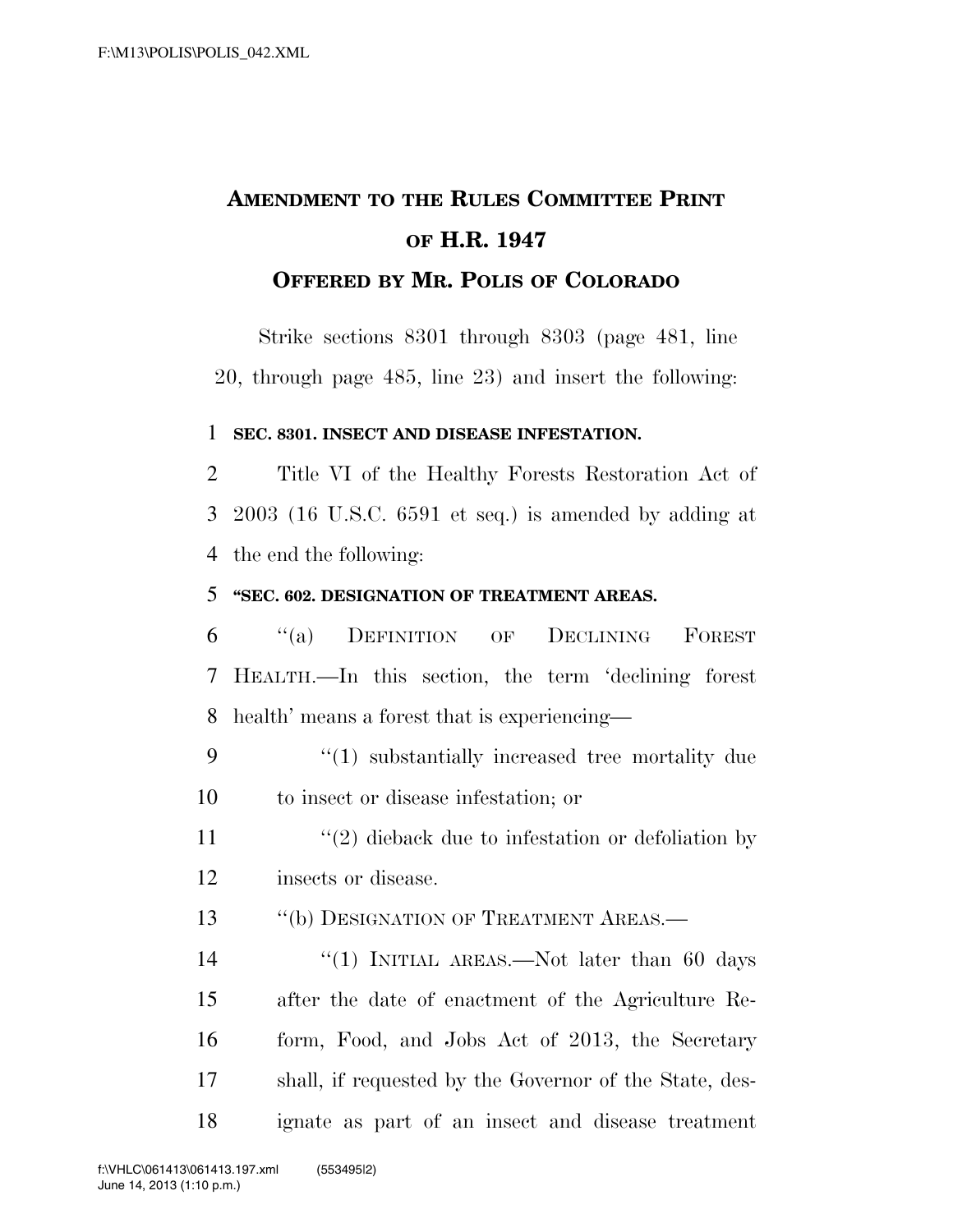# AMENDMENT TO THE RULES COMMITTEE PRINT OF H.R. 1947

## OFFERED BY MR. POLIS OF COLORADO

Strike sections 8301 through 8303 (page 481, line 20, through page 485, line 23) and insert the following:

**SEC. 8301. INSECT AND DISEASE INFESTATION.**

Title VI of the Healthy Forests Restoration Act of 2003 (16 U.S.C. 6591 et seq.) is amended by adding at the end the following:

**"SEC. 602. DESIGNATION OF TREATMENT AREAS.**

"(a) DEFINITION OF DECLINING FOREST HEALTH.—In this section, the term 'declining forest health' means a forest that is experiencing—

"(1) substantially increased tree mortality due to insect or disease infestation; or

"(2) dieback due to infestation or defoliation by insects or disease.

"(b) DESIGNATION OF TREATMENT AREAS.—

"(1) INITIAL AREAS.—Not later than 60 days after the date of enactment of the Agriculture Reform, Food, and Jobs Act of 2013, the Secretary shall, if requested by the Governor of the State, designate as part of an insect and disease treatment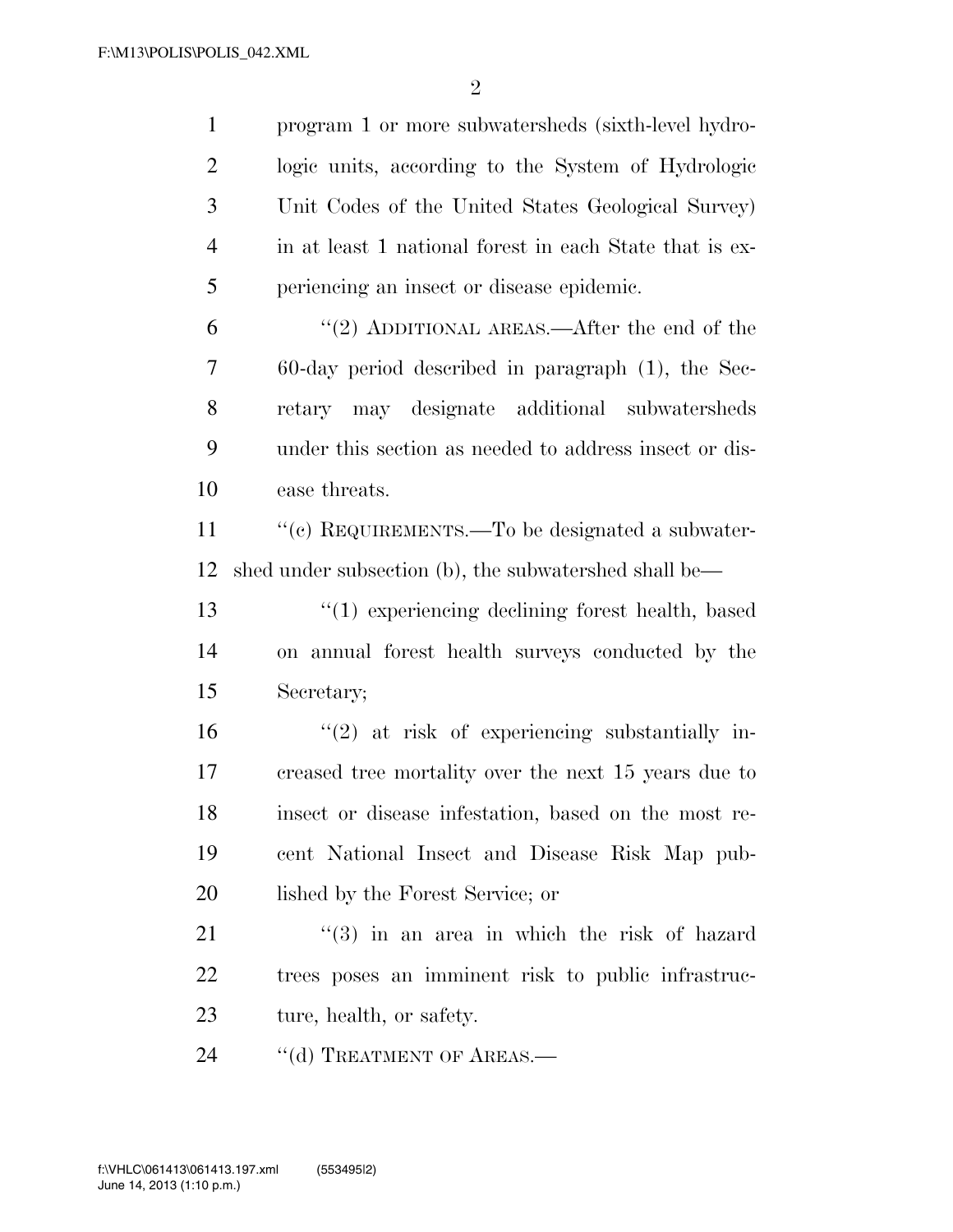program 1 or more subwatersheds (sixth-level hydrologic units, according to the System of Hydrologic Unit Codes of the United States Geological Survey) in at least 1 national forest in each State that is experiencing an insect or disease epidemic.

"(2) ADDITIONAL AREAS.—After the end of the 60-day period described in paragraph (1), the Secretary may designate additional subwatersheds under this section as needed to address insect or disease threats.

"(c) REQUIREMENTS.—To be designated a subwatershed under subsection (b), the subwatershed shall be—

"(1) experiencing declining forest health, based on annual forest health surveys conducted by the Secretary;

"(2) at risk of experiencing substantially increased tree mortality over the next 15 years due to insect or disease infestation, based on the most recent National Insect and Disease Risk Map published by the Forest Service; or

"(3) in an area in which the risk of hazard trees poses an imminent risk to public infrastructure, health, or safety.

"(d) TREATMENT OF AREAS.—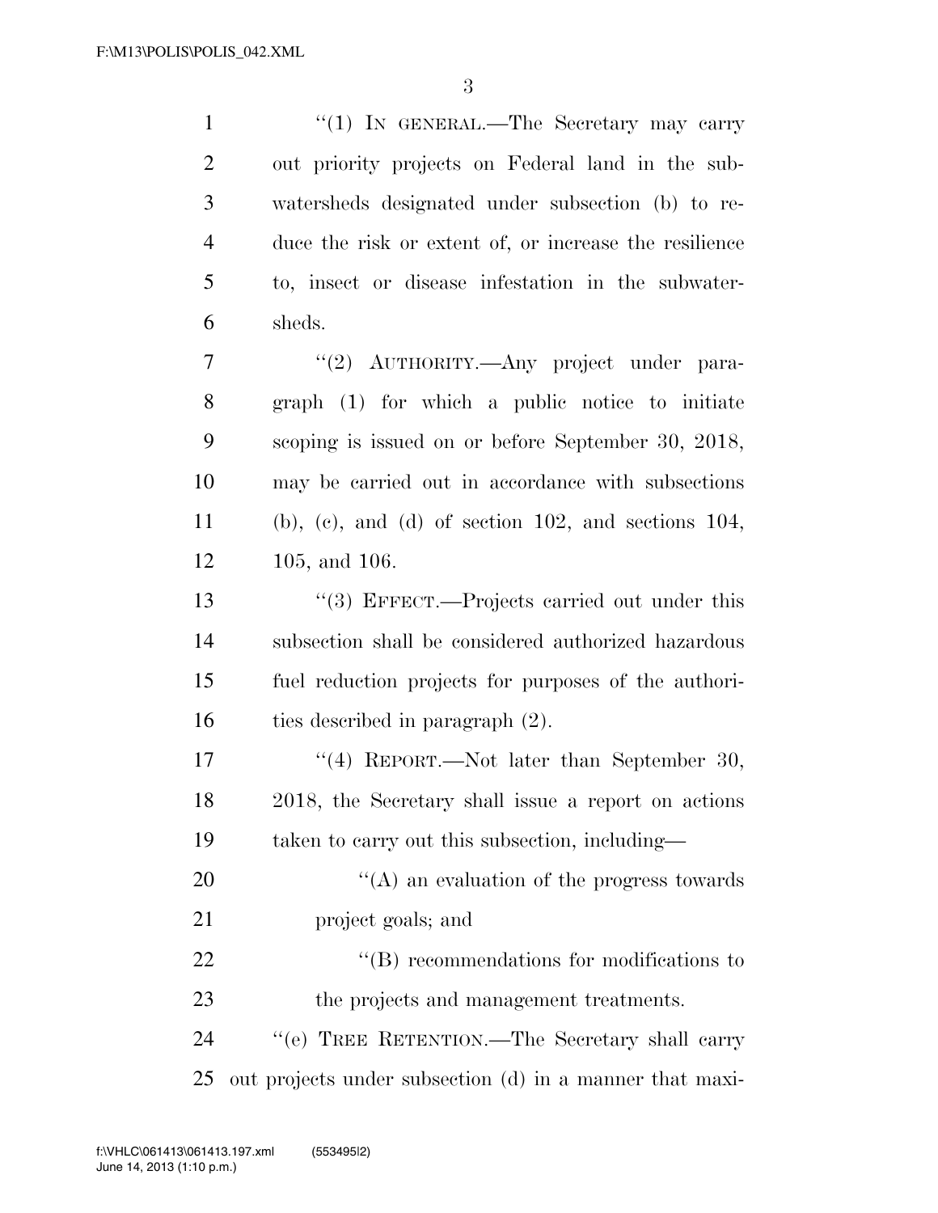"(1) IN GENERAL.—The Secretary may carry out priority projects on Federal land in the subwatersheds designated under subsection (b) to reduce the risk or extent of, or increase the resilience to, insect or disease infestation in the subwatersheds.

"(2) AUTHORITY.—Any project under paragraph (1) for which a public notice to initiate scoping is issued on or before September 30, 2018, may be carried out in accordance with subsections (b), (c), and (d) of section 102, and sections 104, 105, and 106.

"(3) EFFECT.—Projects carried out under this subsection shall be considered authorized hazardous fuel reduction projects for purposes of the authorities described in paragraph (2).

"(4) REPORT.—Not later than September 30, 2018, the Secretary shall issue a report on actions taken to carry out this subsection, including—

"(A) an evaluation of the progress towards project goals; and

"(B) recommendations for modifications to the projects and management treatments.

"(e) TREE RETENTION.—The Secretary shall carry out projects under subsection (d) in a manner that maxi-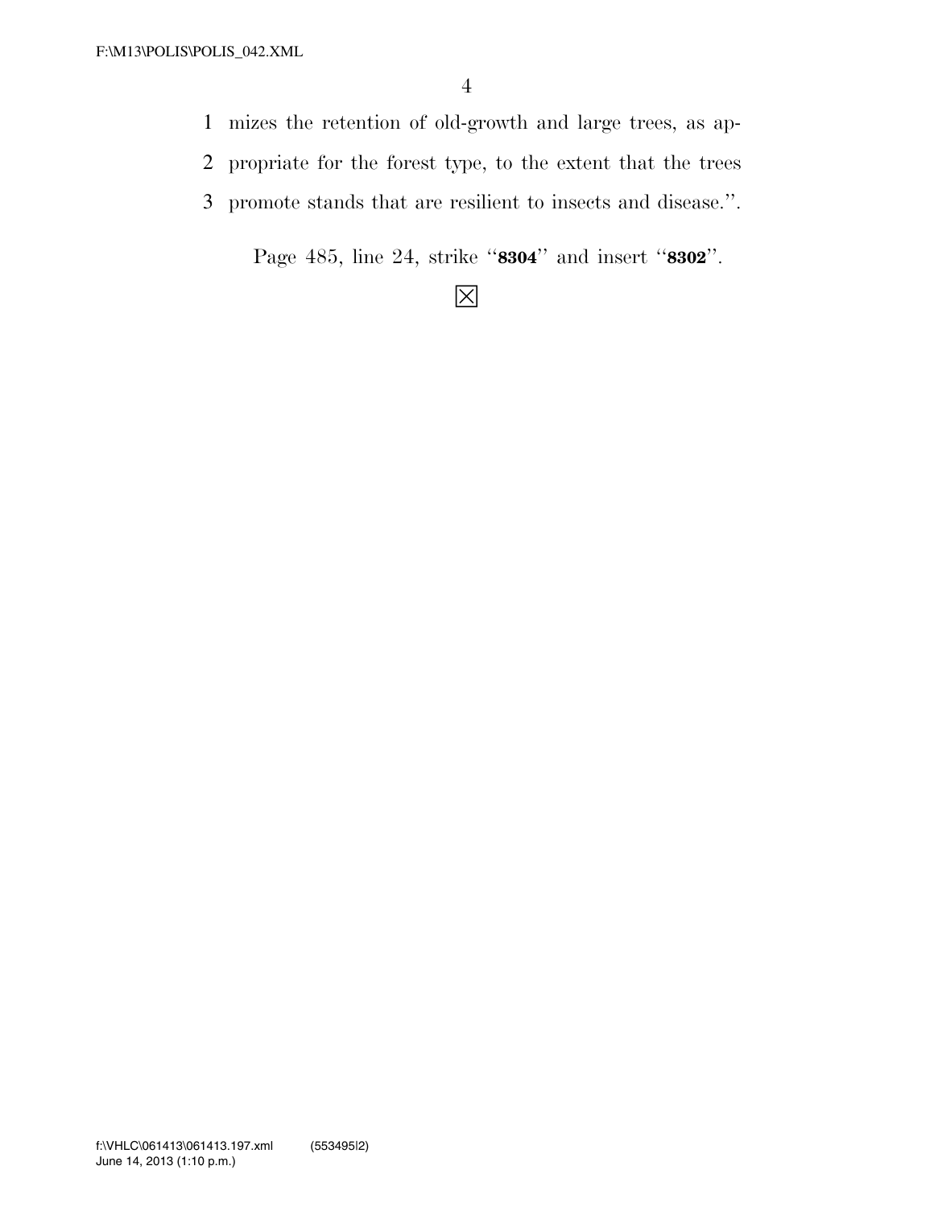mizes the retention of old-growth and large trees, as appropriate for the forest type, to the extent that the trees promote stands that are resilient to insects and disease.''.

Page 485, line 24, strike ''**8304**'' and insert ''**8302**''.

☒